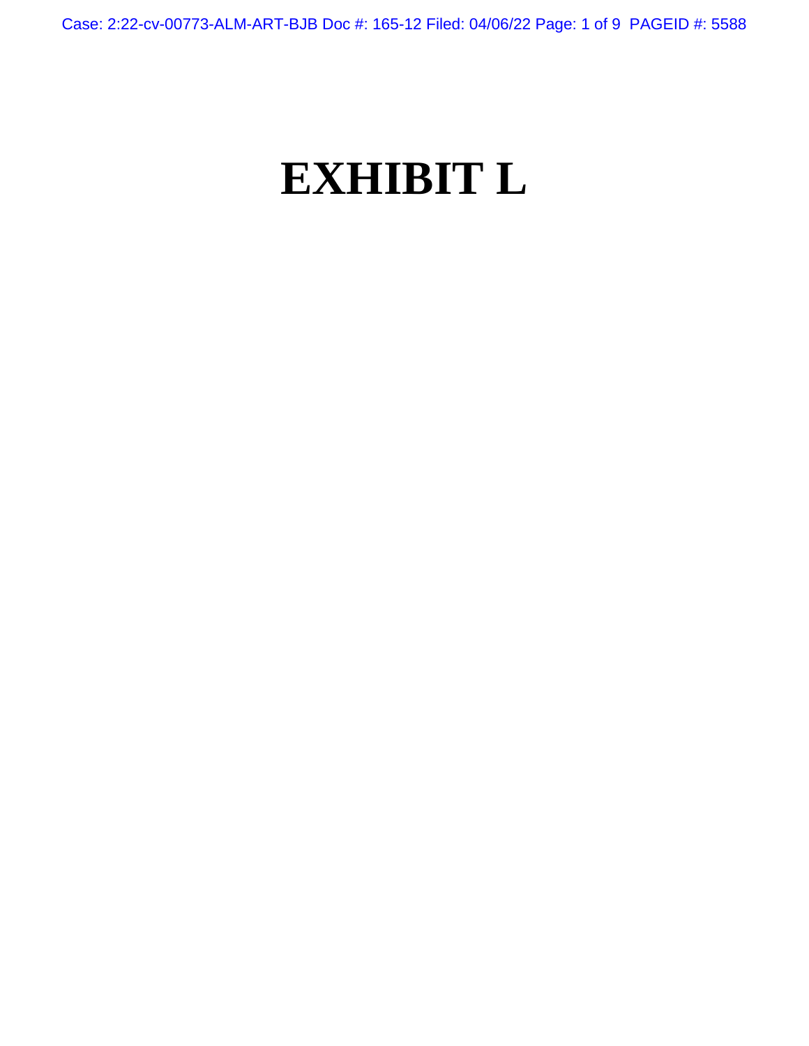# EXHIBIT L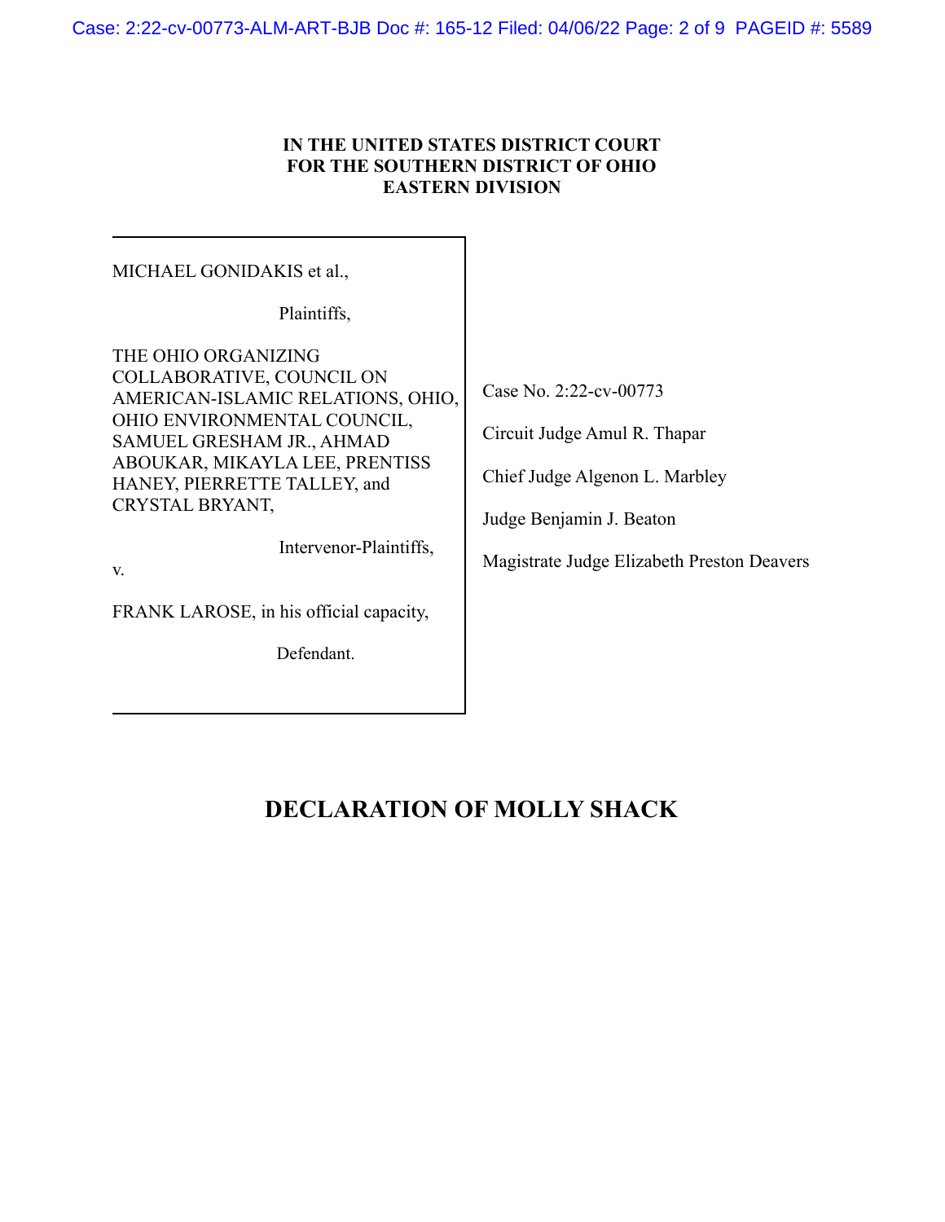**IN THE UNITED STATES DISTRICT COURT**
**FOR THE SOUTHERN DISTRICT OF OHIO**
**EASTERN DIVISION**

| | |
|---|---|
| MICHAEL GONIDAKIS et al.,<br><br>Plaintiffs,<br><br>THE OHIO ORGANIZING COLLABORATIVE, COUNCIL ON AMERICAN-ISLAMIC RELATIONS, OHIO, OHIO ENVIRONMENTAL COUNCIL, SAMUEL GRESHAM JR., AHMAD ABOUKAR, MIKAYLA LEE, PRENTISS HANEY, PIERRETTE TALLEY, and CRYSTAL BRYANT,<br><br>Intervenor-Plaintiffs,<br><br>v.<br><br>FRANK LAROSE, in his official capacity,<br><br>Defendant. | Case No. 2:22-cv-00773<br><br>Circuit Judge Amul R. Thapar<br><br>Chief Judge Algenon L. Marbley<br><br>Judge Benjamin J. Beaton<br><br>Magistrate Judge Elizabeth Preston Deavers |

# DECLARATION OF MOLLY SHACK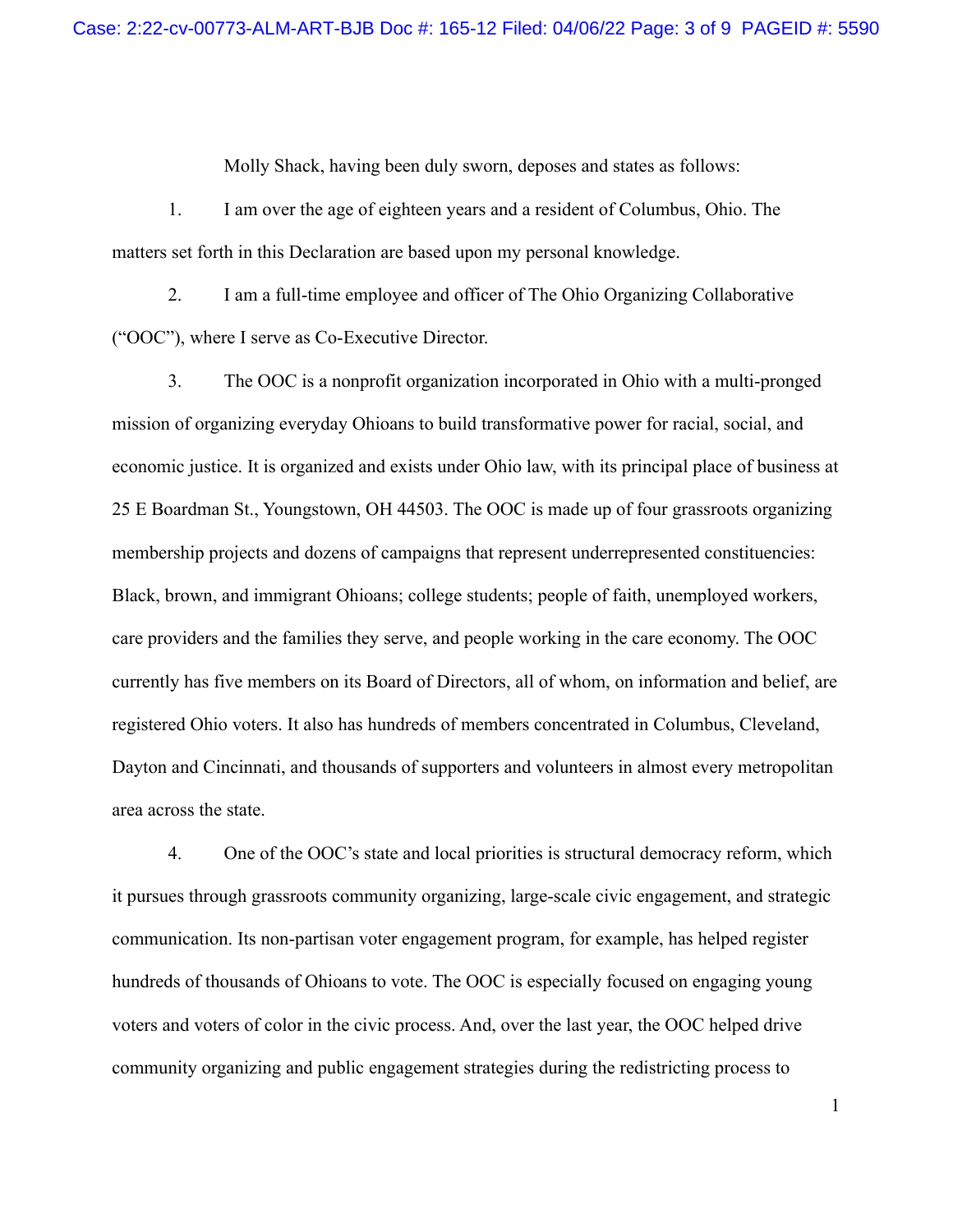Molly Shack, having been duly sworn, deposes and states as follows:

1. I am over the age of eighteen years and a resident of Columbus, Ohio. The matters set forth in this Declaration are based upon my personal knowledge.

2. I am a full-time employee and officer of The Ohio Organizing Collaborative ("OOC"), where I serve as Co-Executive Director.

3. The OOC is a nonprofit organization incorporated in Ohio with a multi-pronged mission of organizing everyday Ohioans to build transformative power for racial, social, and economic justice. It is organized and exists under Ohio law, with its principal place of business at 25 E Boardman St., Youngstown, OH 44503. The OOC is made up of four grassroots organizing membership projects and dozens of campaigns that represent underrepresented constituencies: Black, brown, and immigrant Ohioans; college students; people of faith, unemployed workers, care providers and the families they serve, and people working in the care economy. The OOC currently has five members on its Board of Directors, all of whom, on information and belief, are registered Ohio voters. It also has hundreds of members concentrated in Columbus, Cleveland, Dayton and Cincinnati, and thousands of supporters and volunteers in almost every metropolitan area across the state.

4. One of the OOC's state and local priorities is structural democracy reform, which it pursues through grassroots community organizing, large-scale civic engagement, and strategic communication. Its non-partisan voter engagement program, for example, has helped register hundreds of thousands of Ohioans to vote. The OOC is especially focused on engaging young voters and voters of color in the civic process. And, over the last year, the OOC helped drive community organizing and public engagement strategies during the redistricting process to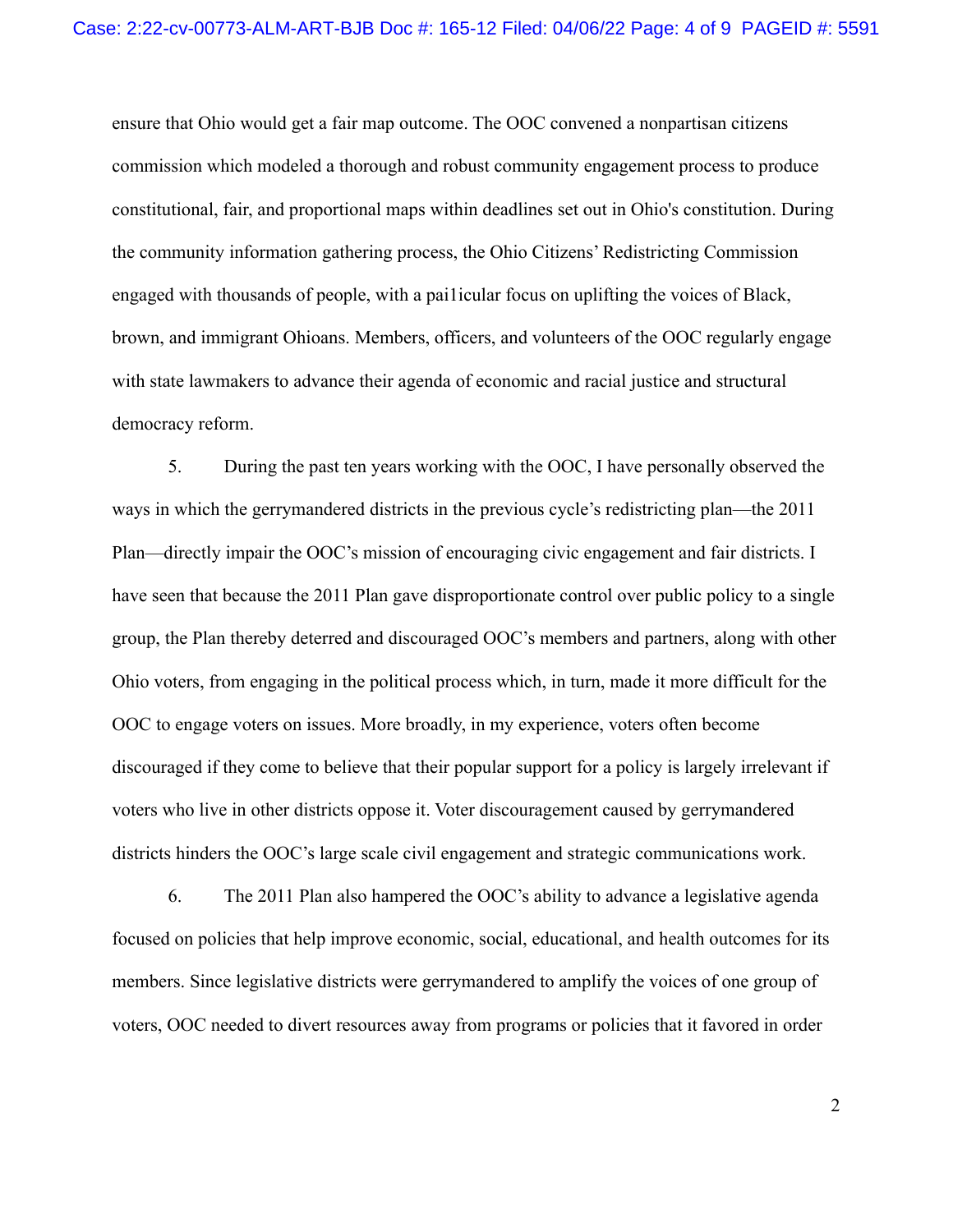ensure that Ohio would get a fair map outcome. The OOC convened a nonpartisan citizens commission which modeled a thorough and robust community engagement process to produce constitutional, fair, and proportional maps within deadlines set out in Ohio's constitution. During the community information gathering process, the Ohio Citizens' Redistricting Commission engaged with thousands of people, with a pai1icular focus on uplifting the voices of Black, brown, and immigrant Ohioans. Members, officers, and volunteers of the OOC regularly engage with state lawmakers to advance their agenda of economic and racial justice and structural democracy reform.

5. During the past ten years working with the OOC, I have personally observed the ways in which the gerrymandered districts in the previous cycle's redistricting plan—the 2011 Plan—directly impair the OOC's mission of encouraging civic engagement and fair districts. I have seen that because the 2011 Plan gave disproportionate control over public policy to a single group, the Plan thereby deterred and discouraged OOC's members and partners, along with other Ohio voters, from engaging in the political process which, in turn, made it more difficult for the OOC to engage voters on issues. More broadly, in my experience, voters often become discouraged if they come to believe that their popular support for a policy is largely irrelevant if voters who live in other districts oppose it. Voter discouragement caused by gerrymandered districts hinders the OOC's large scale civil engagement and strategic communications work.

6. The 2011 Plan also hampered the OOC's ability to advance a legislative agenda focused on policies that help improve economic, social, educational, and health outcomes for its members. Since legislative districts were gerrymandered to amplify the voices of one group of voters, OOC needed to divert resources away from programs or policies that it favored in order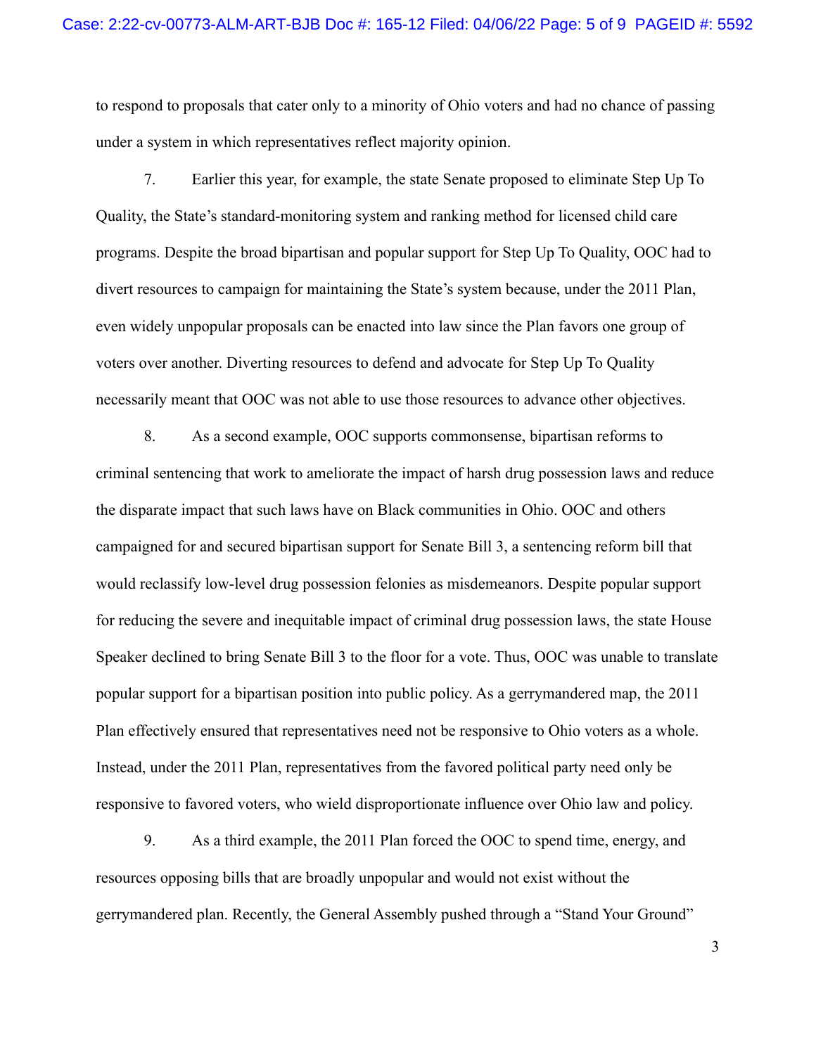to respond to proposals that cater only to a minority of Ohio voters and had no chance of passing under a system in which representatives reflect majority opinion.

7. Earlier this year, for example, the state Senate proposed to eliminate Step Up To Quality, the State's standard-monitoring system and ranking method for licensed child care programs. Despite the broad bipartisan and popular support for Step Up To Quality, OOC had to divert resources to campaign for maintaining the State's system because, under the 2011 Plan, even widely unpopular proposals can be enacted into law since the Plan favors one group of voters over another. Diverting resources to defend and advocate for Step Up To Quality necessarily meant that OOC was not able to use those resources to advance other objectives.

8. As a second example, OOC supports commonsense, bipartisan reforms to criminal sentencing that work to ameliorate the impact of harsh drug possession laws and reduce the disparate impact that such laws have on Black communities in Ohio. OOC and others campaigned for and secured bipartisan support for Senate Bill 3, a sentencing reform bill that would reclassify low-level drug possession felonies as misdemeanors. Despite popular support for reducing the severe and inequitable impact of criminal drug possession laws, the state House Speaker declined to bring Senate Bill 3 to the floor for a vote. Thus, OOC was unable to translate popular support for a bipartisan position into public policy. As a gerrymandered map, the 2011 Plan effectively ensured that representatives need not be responsive to Ohio voters as a whole. Instead, under the 2011 Plan, representatives from the favored political party need only be responsive to favored voters, who wield disproportionate influence over Ohio law and policy.

9. As a third example, the 2011 Plan forced the OOC to spend time, energy, and resources opposing bills that are broadly unpopular and would not exist without the gerrymandered plan. Recently, the General Assembly pushed through a "Stand Your Ground"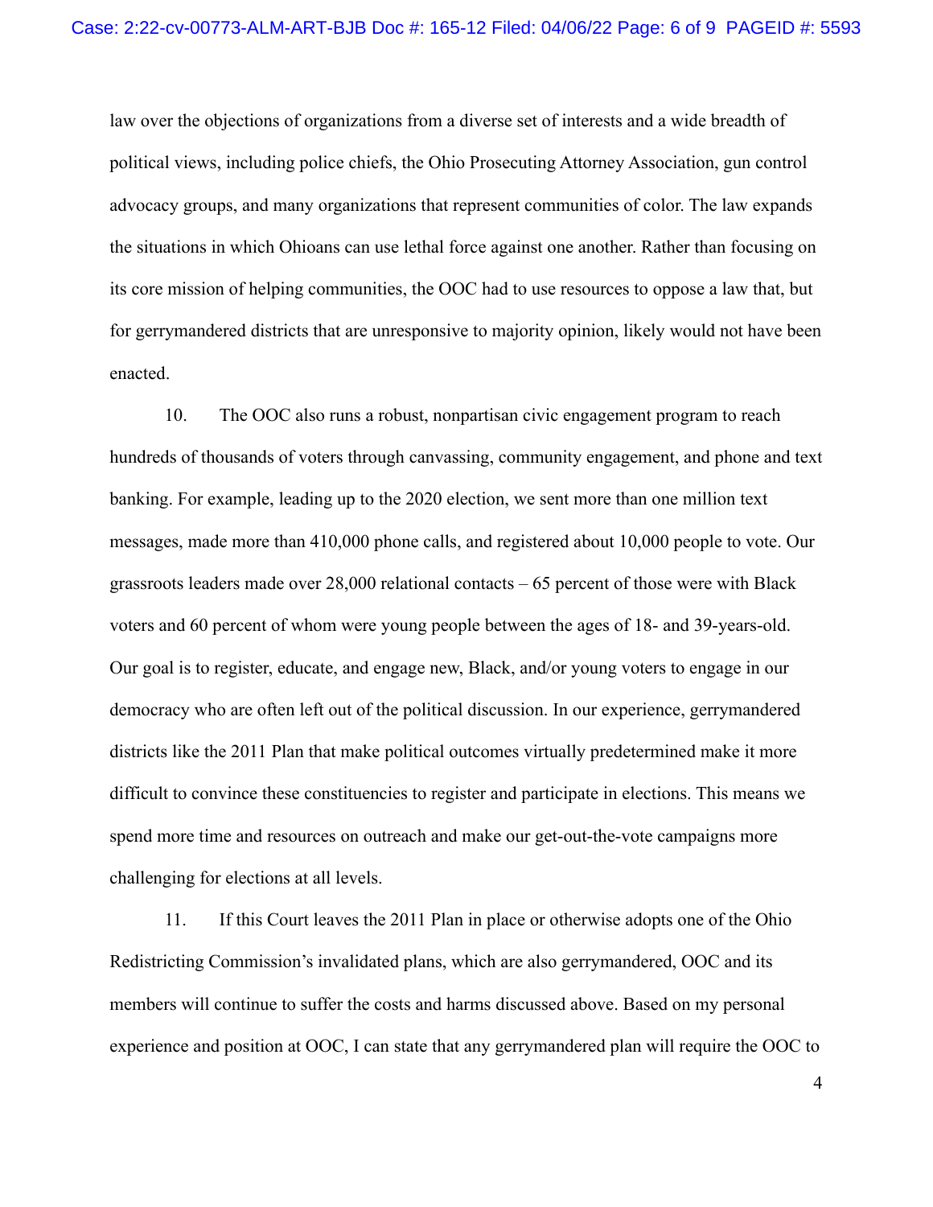law over the objections of organizations from a diverse set of interests and a wide breadth of political views, including police chiefs, the Ohio Prosecuting Attorney Association, gun control advocacy groups, and many organizations that represent communities of color. The law expands the situations in which Ohioans can use lethal force against one another. Rather than focusing on its core mission of helping communities, the OOC had to use resources to oppose a law that, but for gerrymandered districts that are unresponsive to majority opinion, likely would not have been enacted.

10. The OOC also runs a robust, nonpartisan civic engagement program to reach hundreds of thousands of voters through canvassing, community engagement, and phone and text banking. For example, leading up to the 2020 election, we sent more than one million text messages, made more than 410,000 phone calls, and registered about 10,000 people to vote. Our grassroots leaders made over 28,000 relational contacts – 65 percent of those were with Black voters and 60 percent of whom were young people between the ages of 18- and 39-years-old. Our goal is to register, educate, and engage new, Black, and/or young voters to engage in our democracy who are often left out of the political discussion. In our experience, gerrymandered districts like the 2011 Plan that make political outcomes virtually predetermined make it more difficult to convince these constituencies to register and participate in elections. This means we spend more time and resources on outreach and make our get-out-the-vote campaigns more challenging for elections at all levels.

11. If this Court leaves the 2011 Plan in place or otherwise adopts one of the Ohio Redistricting Commission's invalidated plans, which are also gerrymandered, OOC and its members will continue to suffer the costs and harms discussed above. Based on my personal experience and position at OOC, I can state that any gerrymandered plan will require the OOC to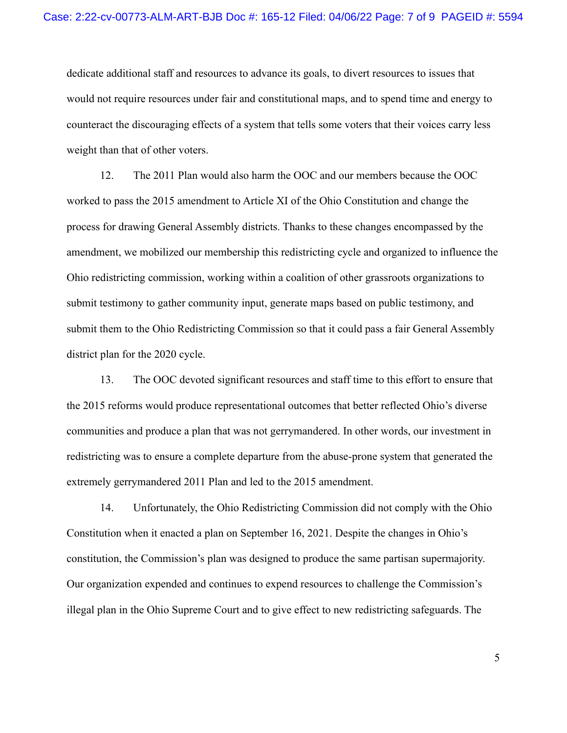dedicate additional staff and resources to advance its goals, to divert resources to issues that would not require resources under fair and constitutional maps, and to spend time and energy to counteract the discouraging effects of a system that tells some voters that their voices carry less weight than that of other voters.

12. The 2011 Plan would also harm the OOC and our members because the OOC worked to pass the 2015 amendment to Article XI of the Ohio Constitution and change the process for drawing General Assembly districts. Thanks to these changes encompassed by the amendment, we mobilized our membership this redistricting cycle and organized to influence the Ohio redistricting commission, working within a coalition of other grassroots organizations to submit testimony to gather community input, generate maps based on public testimony, and submit them to the Ohio Redistricting Commission so that it could pass a fair General Assembly district plan for the 2020 cycle.

13. The OOC devoted significant resources and staff time to this effort to ensure that the 2015 reforms would produce representational outcomes that better reflected Ohio's diverse communities and produce a plan that was not gerrymandered. In other words, our investment in redistricting was to ensure a complete departure from the abuse-prone system that generated the extremely gerrymandered 2011 Plan and led to the 2015 amendment.

14. Unfortunately, the Ohio Redistricting Commission did not comply with the Ohio Constitution when it enacted a plan on September 16, 2021. Despite the changes in Ohio's constitution, the Commission's plan was designed to produce the same partisan supermajority. Our organization expended and continues to expend resources to challenge the Commission's illegal plan in the Ohio Supreme Court and to give effect to new redistricting safeguards. The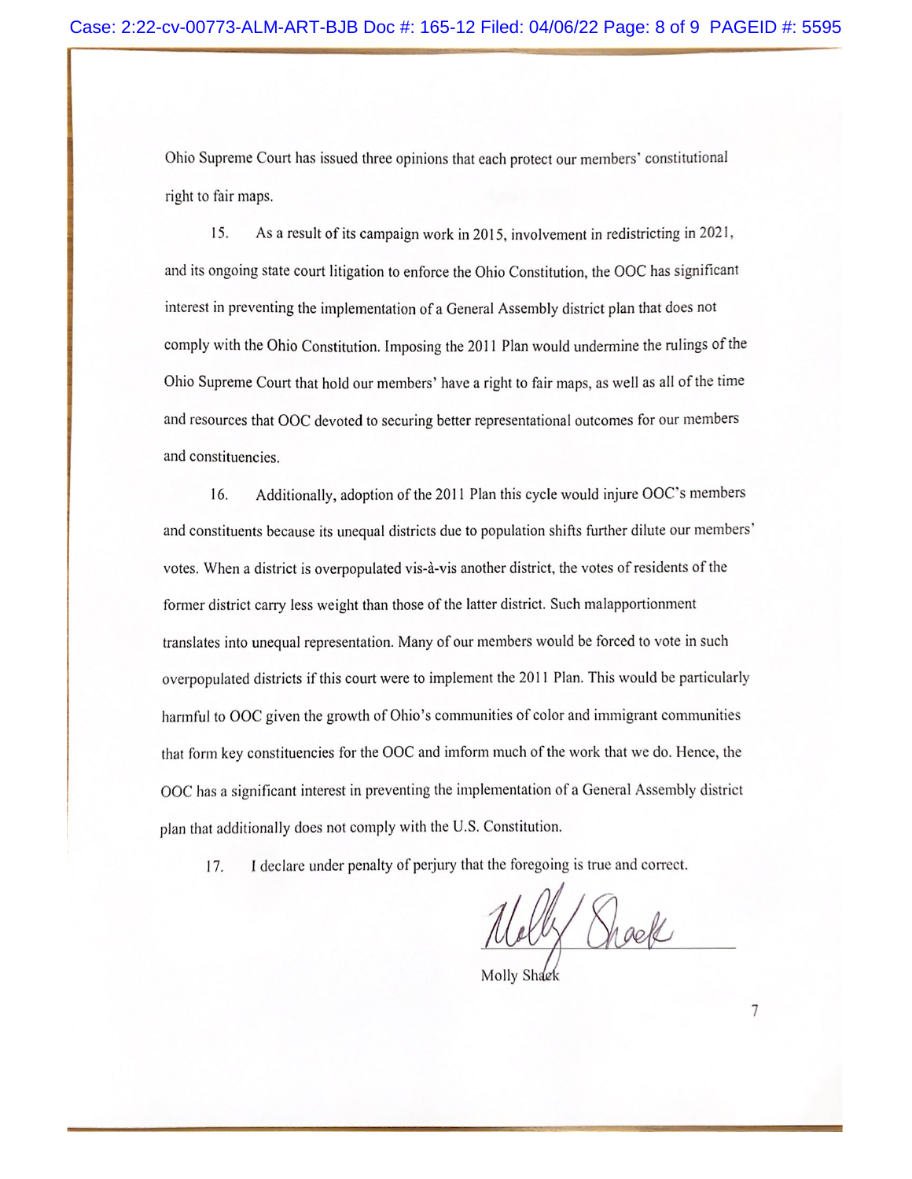Ohio Supreme Court has issued three opinions that each protect our members' constitutional right to fair maps.

15. As a result of its campaign work in 2015, involvement in redistricting in 2021, and its ongoing state court litigation to enforce the Ohio Constitution, the OOC has significant interest in preventing the implementation of a General Assembly district plan that does not comply with the Ohio Constitution. Imposing the 2011 Plan would undermine the rulings of the Ohio Supreme Court that hold our members' have a right to fair maps, as well as all of the time and resources that OOC devoted to securing better representational outcomes for our members and constituencies.

16. Additionally, adoption of the 2011 Plan this cycle would injure OOC's members and constituents because its unequal districts due to population shifts further dilute our members' votes. When a district is overpopulated vis-à-vis another district, the votes of residents of the former district carry less weight than those of the latter district. Such malapportionment translates into unequal representation. Many of our members would be forced to vote in such overpopulated districts if this court were to implement the 2011 Plan. This would be particularly harmful to OOC given the growth of Ohio's communities of color and immigrant communities that form key constituencies for the OOC and imform much of the work that we do. Hence, the OOC has a significant interest in preventing the implementation of a General Assembly district plan that additionally does not comply with the U.S. Constitution.

17. I declare under penalty of perjury that the foregoing is true and correct.

Molly Shack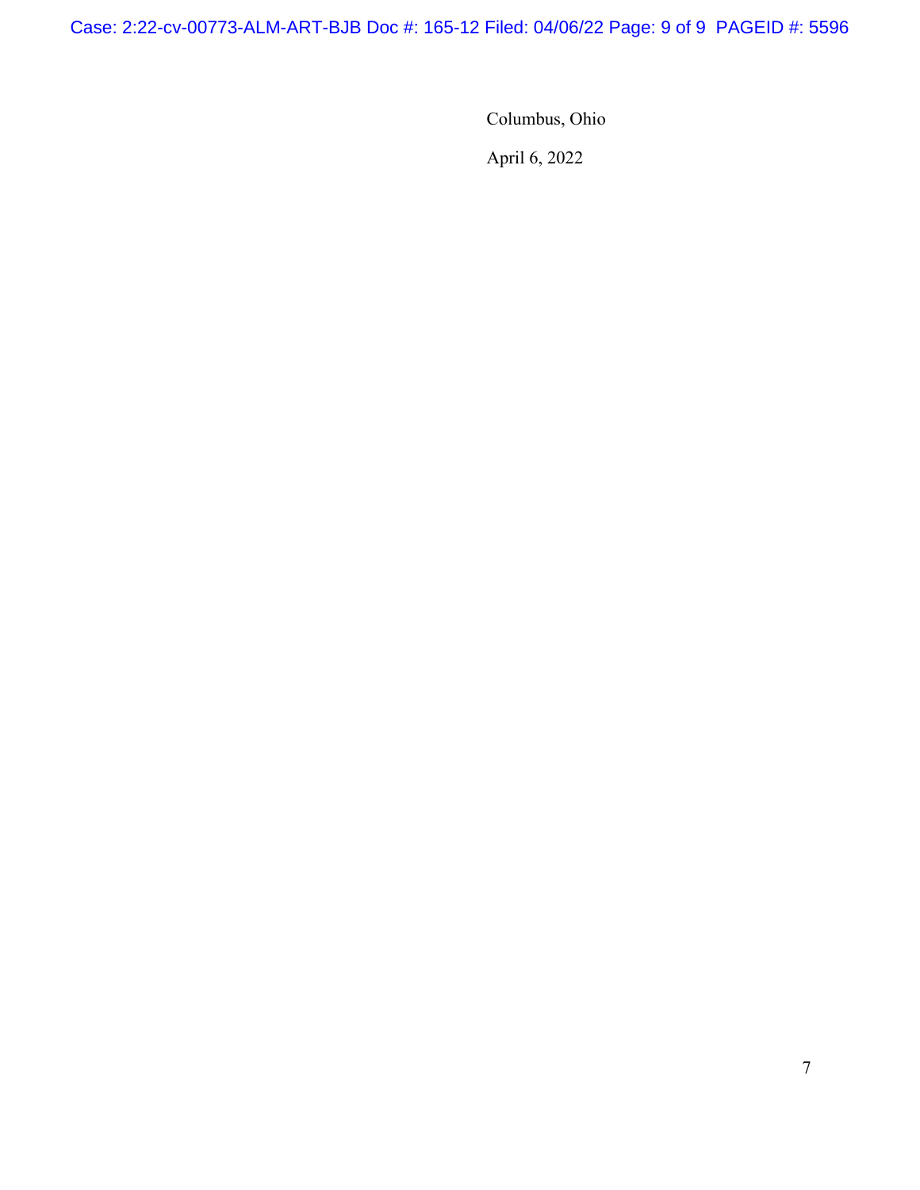Columbus, Ohio

April 6, 2022